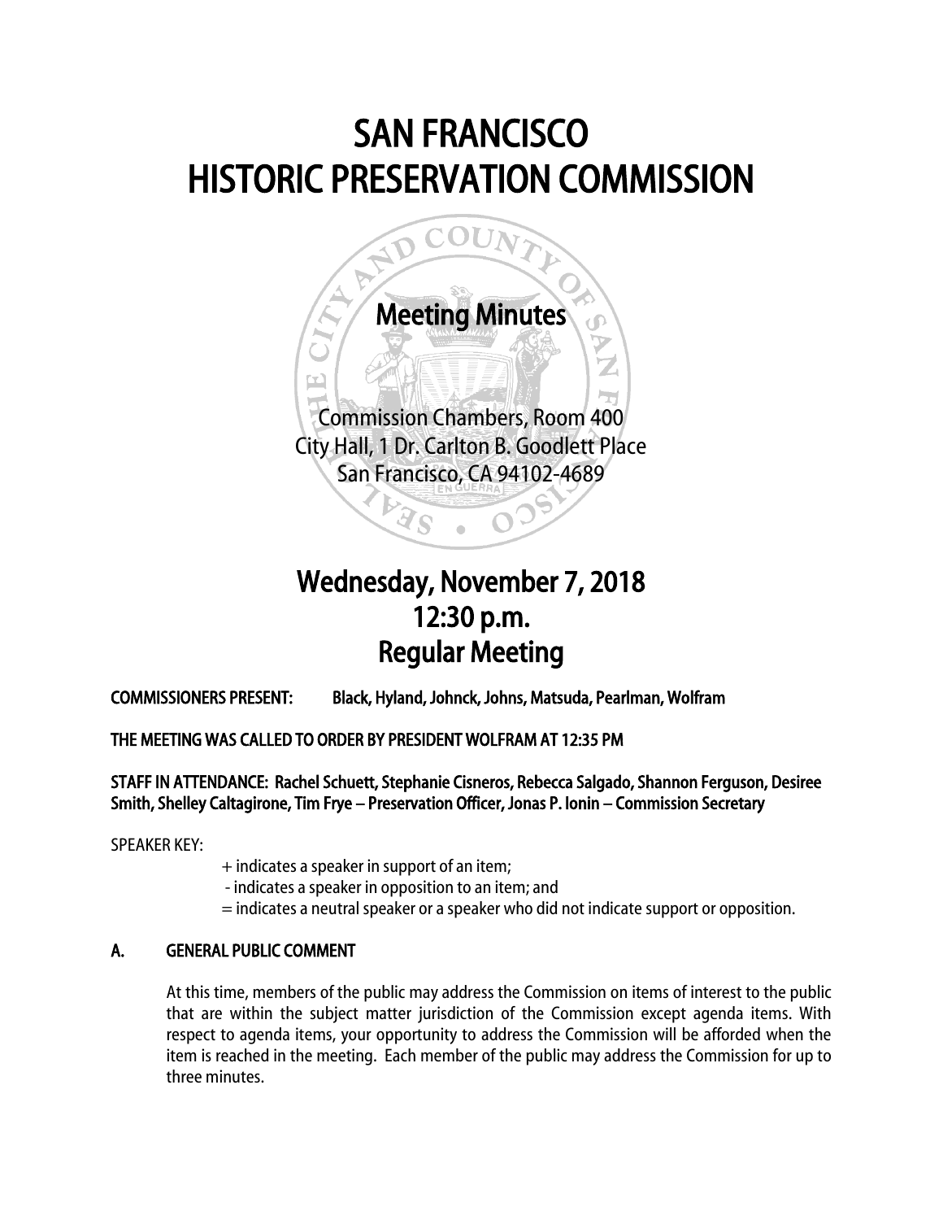# SAN FRANCISCO
# HISTORIC PRESERVATION COMMISSION

## Meeting Minutes

Commission Chambers, Room 400
City Hall, 1 Dr. Carlton B. Goodlett Place
San Francisco, CA 94102-4689

## Wednesday, November 7, 2018
## 12:30 p.m.
## Regular Meeting

**COMMISSIONERS PRESENT:** **Black, Hyland, Johnck, Johns, Matsuda, Pearlman, Wolfram**

**THE MEETING WAS CALLED TO ORDER BY PRESIDENT WOLFRAM AT 12:35 PM**

**STAFF IN ATTENDANCE: Rachel Schuett, Stephanie Cisneros, Rebecca Salgado, Shannon Ferguson, Desiree Smith, Shelley Caltagirone, Tim Frye – Preservation Officer, Jonas P. Ionin – Commission Secretary**

SPEAKER KEY:

+ indicates a speaker in support of an item;
- indicates a speaker in opposition to an item; and
= indicates a neutral speaker or a speaker who did not indicate support or opposition.

### A. GENERAL PUBLIC COMMENT

At this time, members of the public may address the Commission on items of interest to the public that are within the subject matter jurisdiction of the Commission except agenda items. With respect to agenda items, your opportunity to address the Commission will be afforded when the item is reached in the meeting. Each member of the public may address the Commission for up to three minutes.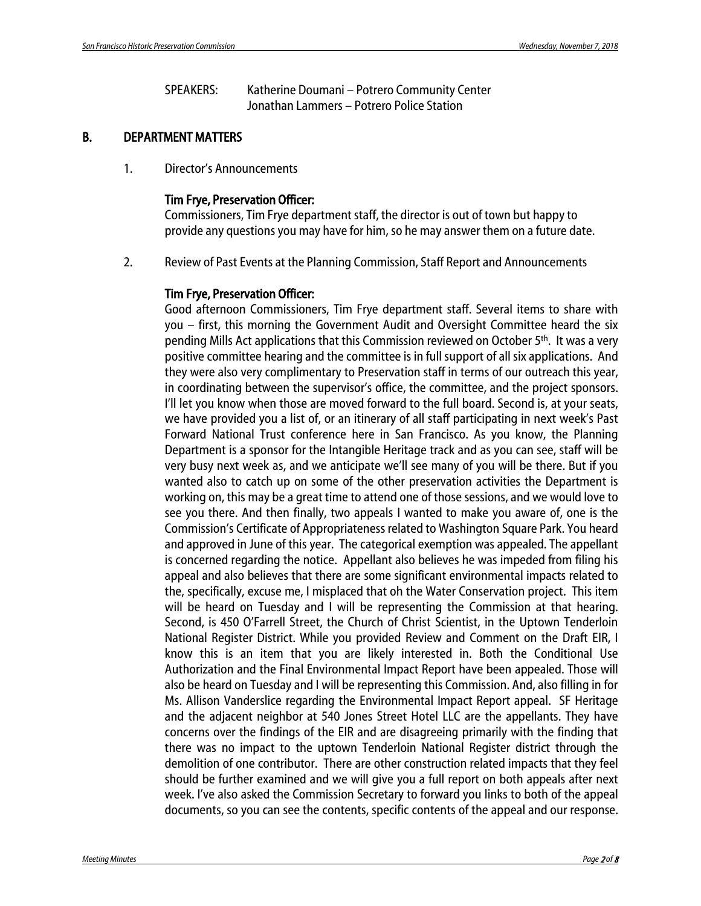SPEAKERS: Katherine Doumani – Potrero Community Center
Jonathan Lammers – Potrero Police Station

## B. DEPARTMENT MATTERS

1. Director's Announcements

**Tim Frye, Preservation Officer:**
Commissioners, Tim Frye department staff, the director is out of town but happy to provide any questions you may have for him, so he may answer them on a future date.

2. Review of Past Events at the Planning Commission, Staff Report and Announcements

**Tim Frye, Preservation Officer:**
Good afternoon Commissioners, Tim Frye department staff. Several items to share with you – first, this morning the Government Audit and Oversight Committee heard the six pending Mills Act applications that this Commission reviewed on October 5th. It was a very positive committee hearing and the committee is in full support of all six applications. And they were also very complimentary to Preservation staff in terms of our outreach this year, in coordinating between the supervisor's office, the committee, and the project sponsors. I'll let you know when those are moved forward to the full board. Second is, at your seats, we have provided you a list of, or an itinerary of all staff participating in next week's Past Forward National Trust conference here in San Francisco. As you know, the Planning Department is a sponsor for the Intangible Heritage track and as you can see, staff will be very busy next week as, and we anticipate we'll see many of you will be there. But if you wanted also to catch up on some of the other preservation activities the Department is working on, this may be a great time to attend one of those sessions, and we would love to see you there. And then finally, two appeals I wanted to make you aware of, one is the Commission's Certificate of Appropriateness related to Washington Square Park. You heard and approved in June of this year. The categorical exemption was appealed. The appellant is concerned regarding the notice. Appellant also believes he was impeded from filing his appeal and also believes that there are some significant environmental impacts related to the, specifically, excuse me, I misplaced that oh the Water Conservation project. This item will be heard on Tuesday and I will be representing the Commission at that hearing. Second, is 450 O'Farrell Street, the Church of Christ Scientist, in the Uptown Tenderloin National Register District. While you provided Review and Comment on the Draft EIR, I know this is an item that you are likely interested in. Both the Conditional Use Authorization and the Final Environmental Impact Report have been appealed. Those will also be heard on Tuesday and I will be representing this Commission. And, also filling in for Ms. Allison Vanderslice regarding the Environmental Impact Report appeal. SF Heritage and the adjacent neighbor at 540 Jones Street Hotel LLC are the appellants. They have concerns over the findings of the EIR and are disagreeing primarily with the finding that there was no impact to the uptown Tenderloin National Register district through the demolition of one contributor. There are other construction related impacts that they feel should be further examined and we will give you a full report on both appeals after next week. I've also asked the Commission Secretary to forward you links to both of the appeal documents, so you can see the contents, specific contents of the appeal and our response.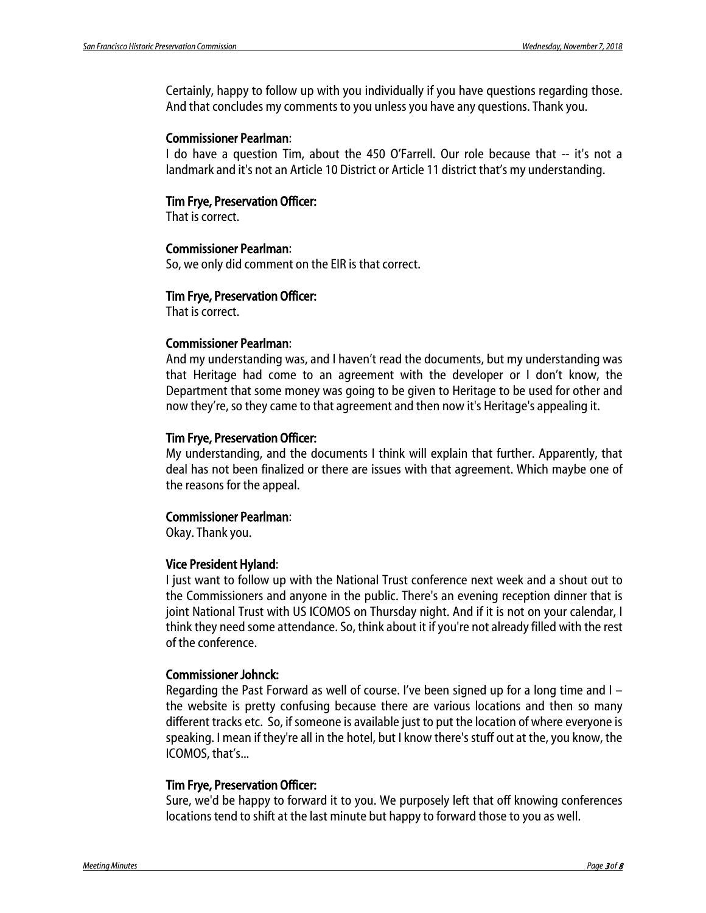Certainly, happy to follow up with you individually if you have questions regarding those. And that concludes my comments to you unless you have any questions. Thank you.

**Commissioner Pearlman**:
I do have a question Tim, about the 450 O'Farrell. Our role because that -- it's not a landmark and it's not an Article 10 District or Article 11 district that's my understanding.

**Tim Frye, Preservation Officer:**
That is correct.

**Commissioner Pearlman**:
So, we only did comment on the EIR is that correct.

**Tim Frye, Preservation Officer:**
That is correct.

**Commissioner Pearlman**:
And my understanding was, and I haven't read the documents, but my understanding was that Heritage had come to an agreement with the developer or I don't know, the Department that some money was going to be given to Heritage to be used for other and now they're, so they came to that agreement and then now it's Heritage's appealing it.

**Tim Frye, Preservation Officer:**
My understanding, and the documents I think will explain that further. Apparently, that deal has not been finalized or there are issues with that agreement. Which maybe one of the reasons for the appeal.

**Commissioner Pearlman**:
Okay. Thank you.

**Vice President Hyland**:
I just want to follow up with the National Trust conference next week and a shout out to the Commissioners and anyone in the public. There's an evening reception dinner that is joint National Trust with US ICOMOS on Thursday night. And if it is not on your calendar, I think they need some attendance. So, think about it if you're not already filled with the rest of the conference.

**Commissioner Johnck:**
Regarding the Past Forward as well of course. I've been signed up for a long time and I – the website is pretty confusing because there are various locations and then so many different tracks etc. So, if someone is available just to put the location of where everyone is speaking. I mean if they're all in the hotel, but I know there's stuff out at the, you know, the ICOMOS, that's...

**Tim Frye, Preservation Officer:**
Sure, we'd be happy to forward it to you. We purposely left that off knowing conferences locations tend to shift at the last minute but happy to forward those to you as well.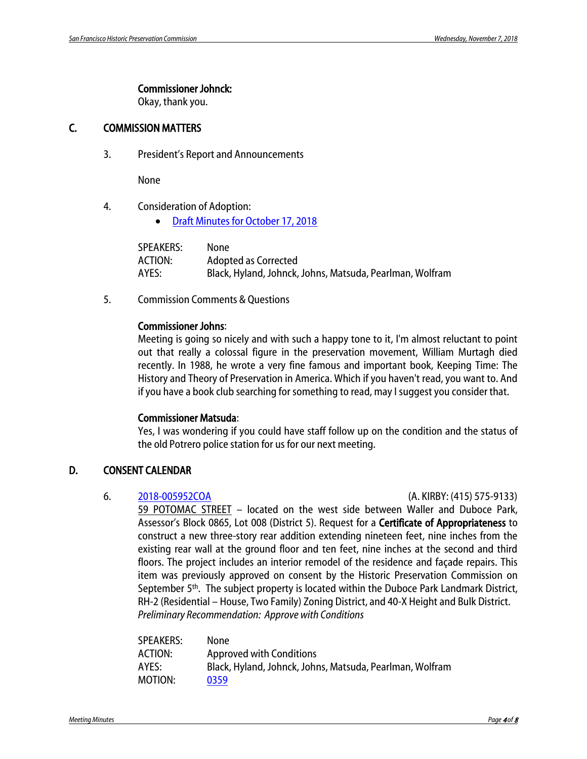**Commissioner Johnck:**
Okay, thank you.

## C. COMMISSION MATTERS

3. President's Report and Announcements

   None

4. Consideration of Adoption:
   - Draft Minutes for October 17, 2018

   SPEAKERS: None
   ACTION: Adopted as Corrected
   AYES: Black, Hyland, Johnck, Johns, Matsuda, Pearlman, Wolfram

5. Commission Comments & Questions

   **Commissioner Johns**:
   Meeting is going so nicely and with such a happy tone to it, I'm almost reluctant to point out that really a colossal figure in the preservation movement, William Murtagh died recently. In 1988, he wrote a very fine famous and important book, Keeping Time: The History and Theory of Preservation in America. Which if you haven't read, you want to. And if you have a book club searching for something to read, may I suggest you consider that.

   **Commissioner Matsuda**:
   Yes, I was wondering if you could have staff follow up on the condition and the status of the old Potrero police station for us for our next meeting.

## D. CONSENT CALENDAR

6. 2018-005952COA (A. KIRBY: (415) 575-9133)
   59 POTOMAC STREET – located on the west side between Waller and Duboce Park, Assessor's Block 0865, Lot 008 (District 5). Request for a **Certificate of Appropriateness** to construct a new three-story rear addition extending nineteen feet, nine inches from the existing rear wall at the ground floor and ten feet, nine inches at the second and third floors. The project includes an interior remodel of the residence and façade repairs. This item was previously approved on consent by the Historic Preservation Commission on September 5th. The subject property is located within the Duboce Park Landmark District, RH-2 (Residential – House, Two Family) Zoning District, and 40-X Height and Bulk District.
   *Preliminary Recommendation: Approve with Conditions*

   SPEAKERS: None
   ACTION: Approved with Conditions
   AYES: Black, Hyland, Johnck, Johns, Matsuda, Pearlman, Wolfram
   MOTION: 0359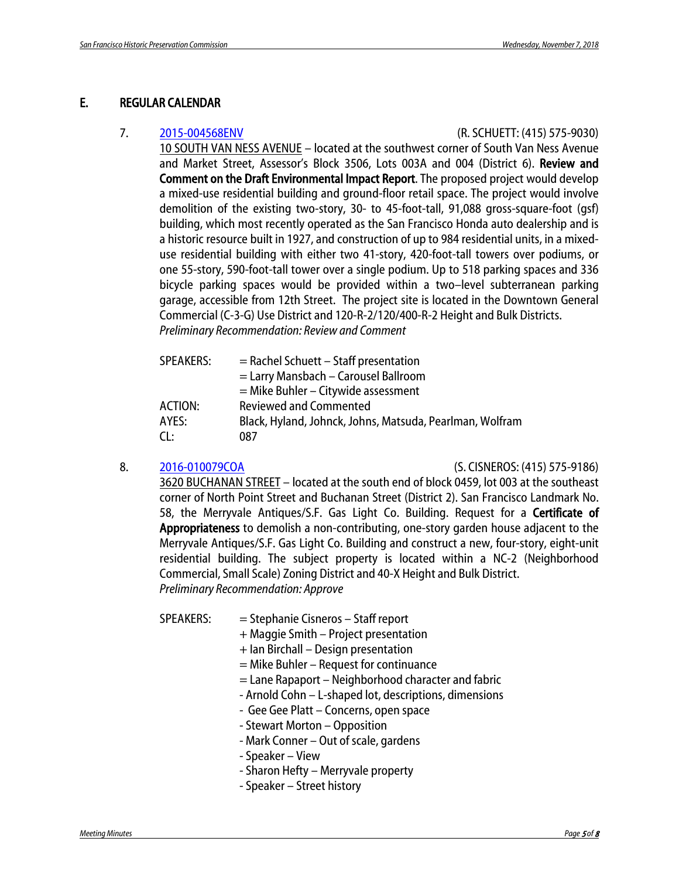## E. REGULAR CALENDAR

7. 2015-004568ENV (R. SCHUETT: (415) 575-9030)

   10 SOUTH VAN NESS AVENUE – located at the southwest corner of South Van Ness Avenue and Market Street, Assessor's Block 3506, Lots 003A and 004 (District 6). **Review and Comment on the Draft Environmental Impact Report**. The proposed project would develop a mixed-use residential building and ground-floor retail space. The project would involve demolition of the existing two-story, 30- to 45-foot-tall, 91,088 gross-square-foot (gsf) building, which most recently operated as the San Francisco Honda auto dealership and is a historic resource built in 1927, and construction of up to 984 residential units, in a mixed-use residential building with either two 41-story, 420-foot-tall towers over podiums, or one 55-story, 590-foot-tall tower over a single podium. Up to 518 parking spaces and 336 bicycle parking spaces would be provided within a two–level subterranean parking garage, accessible from 12th Street. The project site is located in the Downtown General Commercial (C-3-G) Use District and 120-R-2/120/400-R-2 Height and Bulk Districts.

   *Preliminary Recommendation: Review and Comment*

   SPEAKERS: = Rachel Schuett – Staff presentation
   = Larry Mansbach – Carousel Ballroom
   = Mike Buhler – Citywide assessment
   ACTION: Reviewed and Commented
   AYES: Black, Hyland, Johnck, Johns, Matsuda, Pearlman, Wolfram
   CL: 087

8. 2016-010079COA (S. CISNEROS: (415) 575-9186)

   3620 BUCHANAN STREET – located at the south end of block 0459, lot 003 at the southeast corner of North Point Street and Buchanan Street (District 2). San Francisco Landmark No. 58, the Merryvale Antiques/S.F. Gas Light Co. Building. Request for a **Certificate of Appropriateness** to demolish a non-contributing, one-story garden house adjacent to the Merryvale Antiques/S.F. Gas Light Co. Building and construct a new, four-story, eight-unit residential building. The subject property is located within a NC-2 (Neighborhood Commercial, Small Scale) Zoning District and 40-X Height and Bulk District.

   *Preliminary Recommendation: Approve*

   SPEAKERS: = Stephanie Cisneros – Staff report
   + Maggie Smith – Project presentation
   + Ian Birchall – Design presentation
   = Mike Buhler – Request for continuance
   = Lane Rapaport – Neighborhood character and fabric
   - Arnold Cohn – L-shaped lot, descriptions, dimensions
   - Gee Gee Platt – Concerns, open space
   - Stewart Morton – Opposition
   - Mark Conner – Out of scale, gardens
   - Speaker – View
   - Sharon Hefty – Merryvale property
   - Speaker – Street history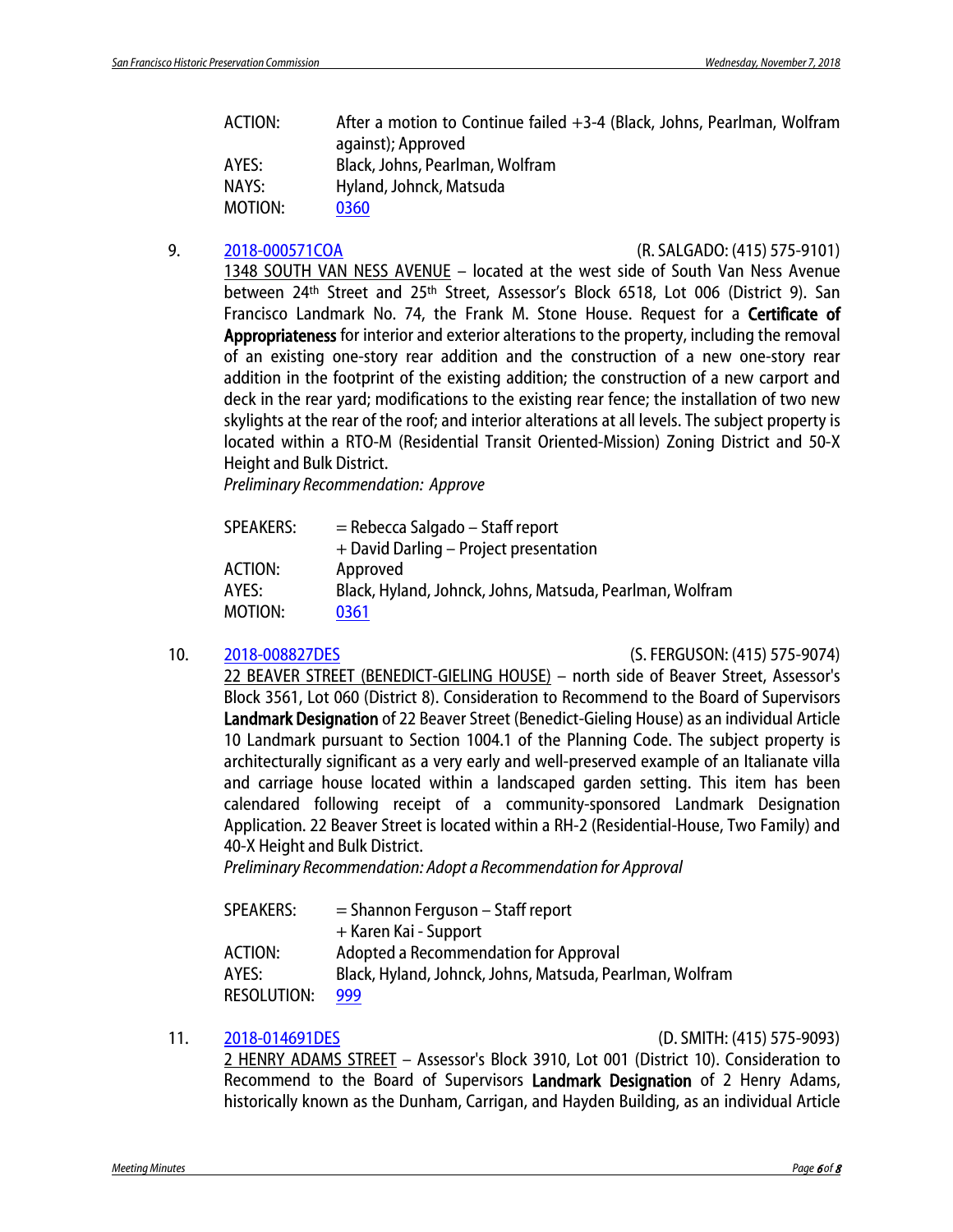| | |
|---|---|
| ACTION: | After a motion to Continue failed +3-4 (Black, Johns, Pearlman, Wolfram against); Approved |
| AYES: | Black, Johns, Pearlman, Wolfram |
| NAYS: | Hyland, Johnck, Matsuda |
| MOTION: | 0360 |

9. 2018-000571COA (R. SALGADO: (415) 575-9101)

1348 SOUTH VAN NESS AVENUE – located at the west side of South Van Ness Avenue between 24th Street and 25th Street, Assessor's Block 6518, Lot 006 (District 9). San Francisco Landmark No. 74, the Frank M. Stone House. Request for a **Certificate of Appropriateness** for interior and exterior alterations to the property, including the removal of an existing one-story rear addition and the construction of a new one-story rear addition in the footprint of the existing addition; the construction of a new carport and deck in the rear yard; modifications to the existing rear fence; the installation of two new skylights at the rear of the roof; and interior alterations at all levels. The subject property is located within a RTO-M (Residential Transit Oriented-Mission) Zoning District and 50-X Height and Bulk District.

*Preliminary Recommendation: Approve*

| | |
|---|---|
| SPEAKERS: | = Rebecca Salgado – Staff report |
| | + David Darling – Project presentation |
| ACTION: | Approved |
| AYES: | Black, Hyland, Johnck, Johns, Matsuda, Pearlman, Wolfram |
| MOTION: | 0361 |

10. 2018-008827DES (S. FERGUSON: (415) 575-9074)

22 BEAVER STREET (BENEDICT-GIELING HOUSE) – north side of Beaver Street, Assessor's Block 3561, Lot 060 (District 8). Consideration to Recommend to the Board of Supervisors **Landmark Designation** of 22 Beaver Street (Benedict-Gieling House) as an individual Article 10 Landmark pursuant to Section 1004.1 of the Planning Code. The subject property is architecturally significant as a very early and well-preserved example of an Italianate villa and carriage house located within a landscaped garden setting. This item has been calendared following receipt of a community-sponsored Landmark Designation Application. 22 Beaver Street is located within a RH-2 (Residential-House, Two Family) and 40-X Height and Bulk District.

*Preliminary Recommendation: Adopt a Recommendation for Approval*

| | |
|---|---|
| SPEAKERS: | = Shannon Ferguson – Staff report |
| | + Karen Kai - Support |
| ACTION: | Adopted a Recommendation for Approval |
| AYES: | Black, Hyland, Johnck, Johns, Matsuda, Pearlman, Wolfram |
| RESOLUTION: | 999 |

11. 2018-014691DES (D. SMITH: (415) 575-9093)

2 HENRY ADAMS STREET – Assessor's Block 3910, Lot 001 (District 10). Consideration to Recommend to the Board of Supervisors **Landmark Designation** of 2 Henry Adams, historically known as the Dunham, Carrigan, and Hayden Building, as an individual Article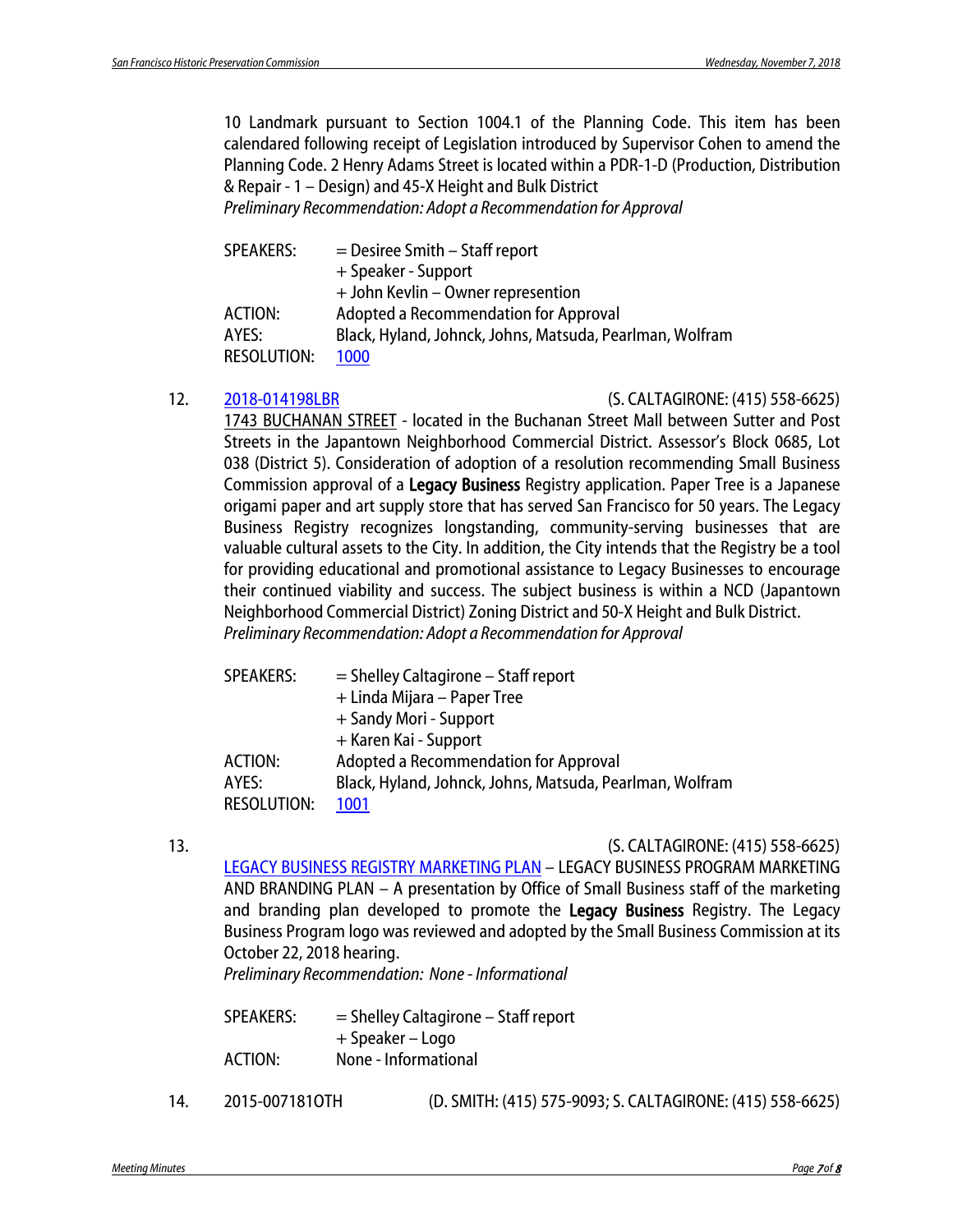10 Landmark pursuant to Section 1004.1 of the Planning Code. This item has been calendared following receipt of Legislation introduced by Supervisor Cohen to amend the Planning Code. 2 Henry Adams Street is located within a PDR-1-D (Production, Distribution & Repair - 1 – Design) and 45-X Height and Bulk District

*Preliminary Recommendation: Adopt a Recommendation for Approval*

SPEAKERS: = Desiree Smith – Staff report
+ Speaker - Support
+ John Kevlin – Owner represention
ACTION: Adopted a Recommendation for Approval
AYES: Black, Hyland, Johnck, Johns, Matsuda, Pearlman, Wolfram
RESOLUTION: 1000

12. 2018-014198LBR (S. CALTAGIRONE: (415) 558-6625)

1743 BUCHANAN STREET - located in the Buchanan Street Mall between Sutter and Post Streets in the Japantown Neighborhood Commercial District. Assessor's Block 0685, Lot 038 (District 5). Consideration of adoption of a resolution recommending Small Business Commission approval of a **Legacy Business** Registry application. Paper Tree is a Japanese origami paper and art supply store that has served San Francisco for 50 years. The Legacy Business Registry recognizes longstanding, community-serving businesses that are valuable cultural assets to the City. In addition, the City intends that the Registry be a tool for providing educational and promotional assistance to Legacy Businesses to encourage their continued viability and success. The subject business is within a NCD (Japantown Neighborhood Commercial District) Zoning District and 50-X Height and Bulk District.

*Preliminary Recommendation: Adopt a Recommendation for Approval*

SPEAKERS: = Shelley Caltagirone – Staff report
+ Linda Mijara – Paper Tree
+ Sandy Mori - Support
+ Karen Kai - Support
ACTION: Adopted a Recommendation for Approval
AYES: Black, Hyland, Johnck, Johns, Matsuda, Pearlman, Wolfram
RESOLUTION: 1001

13. (S. CALTAGIRONE: (415) 558-6625)

LEGACY BUSINESS REGISTRY MARKETING PLAN – LEGACY BUSINESS PROGRAM MARKETING AND BRANDING PLAN – A presentation by Office of Small Business staff of the marketing and branding plan developed to promote the **Legacy Business** Registry. The Legacy Business Program logo was reviewed and adopted by the Small Business Commission at its October 22, 2018 hearing.

*Preliminary Recommendation: None - Informational*

SPEAKERS: = Shelley Caltagirone – Staff report
+ Speaker – Logo
ACTION: None - Informational

14. 2015-007181OTH (D. SMITH: (415) 575-9093; S. CALTAGIRONE: (415) 558-6625)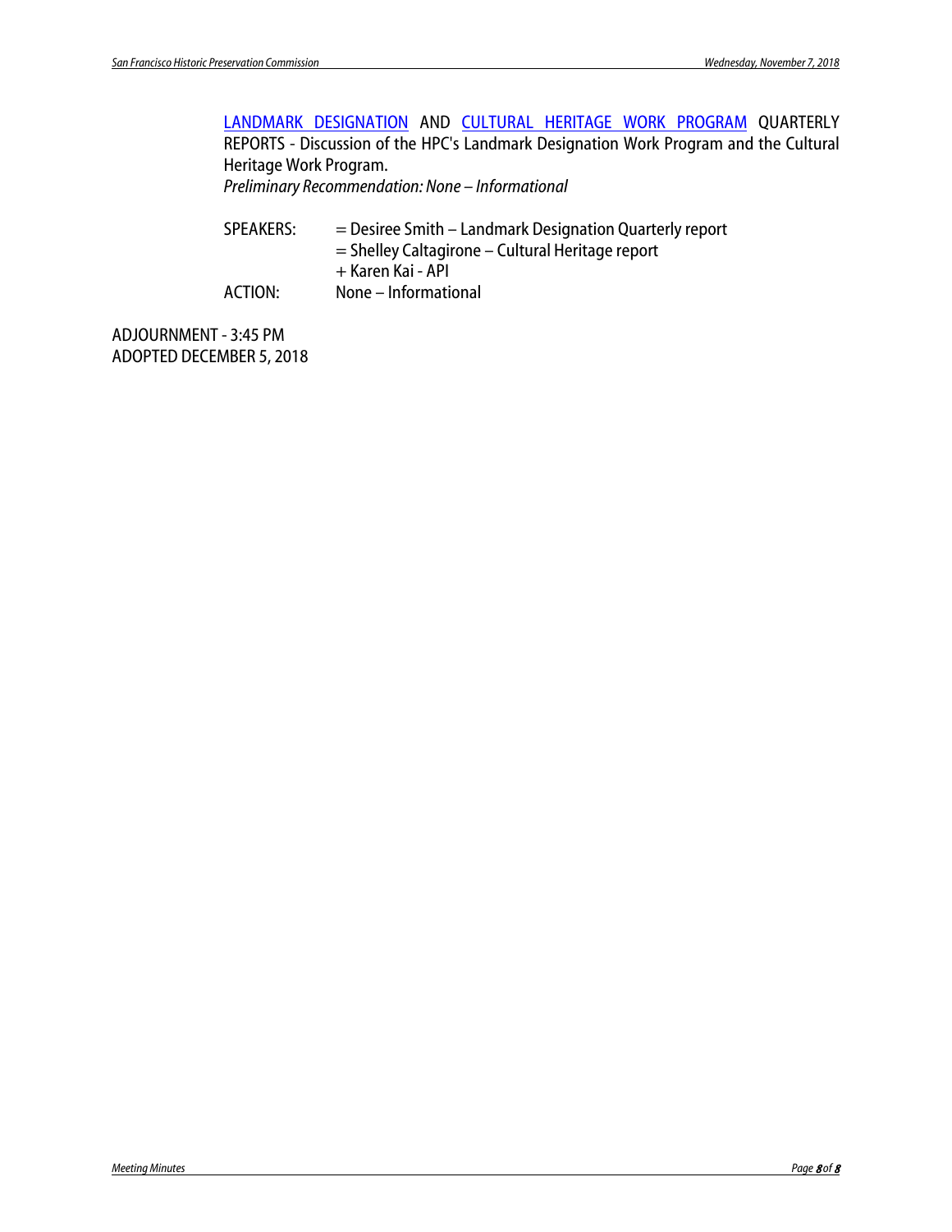LANDMARK DESIGNATION AND CULTURAL HERITAGE WORK PROGRAM QUARTERLY REPORTS - Discussion of the HPC's Landmark Designation Work Program and the Cultural Heritage Work Program.

*Preliminary Recommendation: None – Informational*

SPEAKERS: = Desiree Smith – Landmark Designation Quarterly report
= Shelley Caltagirone – Cultural Heritage report
+ Karen Kai - API

ACTION: None – Informational

ADJOURNMENT - 3:45 PM
ADOPTED DECEMBER 5, 2018